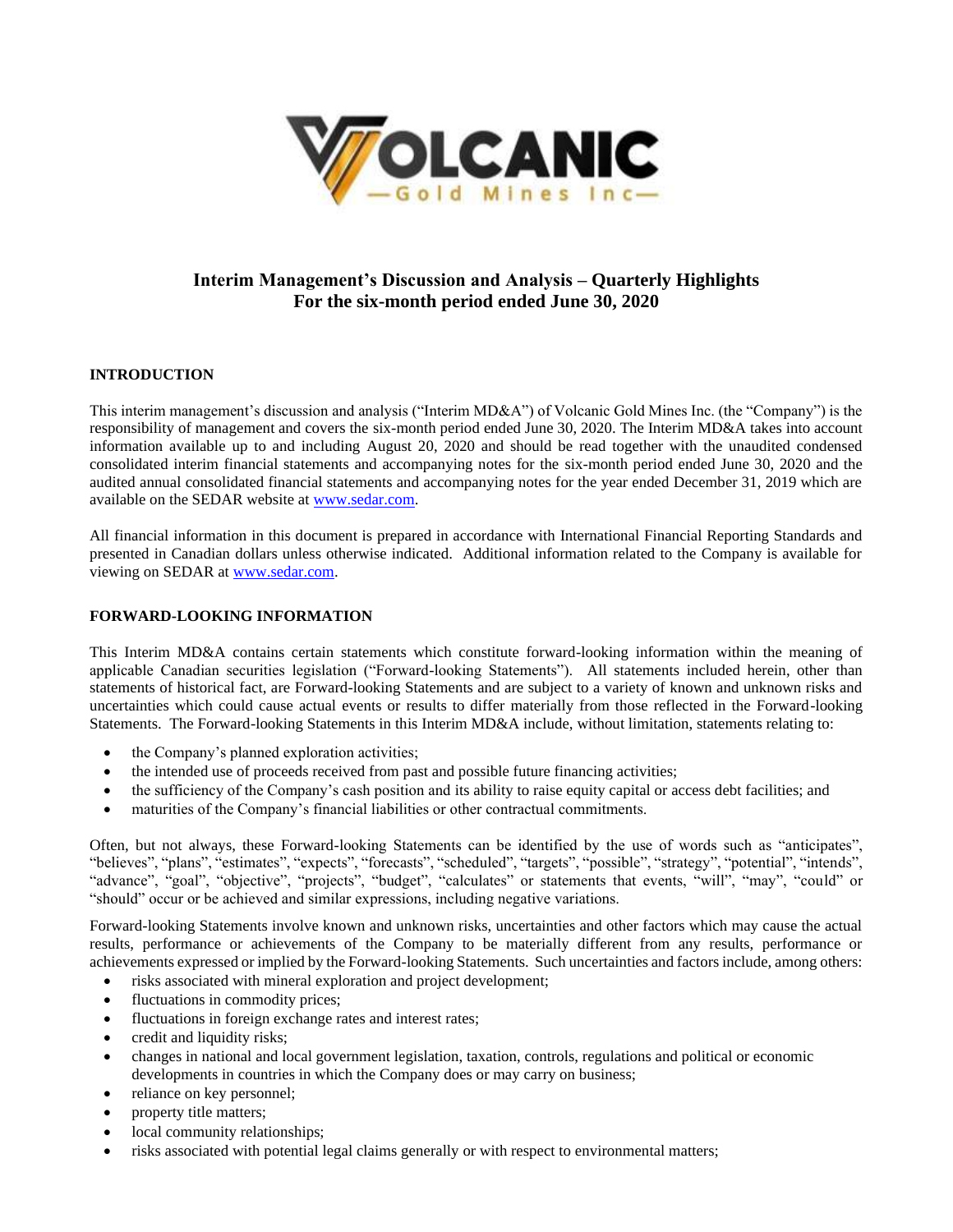# Interim Management's Discussion and Analysis – Quarterly Highlights
# For the six-month period ended June 30, 2020

## INTRODUCTION

This interim management's discussion and analysis ("Interim MD&A") of Volcanic Gold Mines Inc. (the "Company") is the responsibility of management and covers the six-month period ended June 30, 2020. The Interim MD&A takes into account information available up to and including August 20, 2020 and should be read together with the unaudited condensed consolidated interim financial statements and accompanying notes for the six-month period ended June 30, 2020 and the audited annual consolidated financial statements and accompanying notes for the year ended December 31, 2019 which are available on the SEDAR website at www.sedar.com.

All financial information in this document is prepared in accordance with International Financial Reporting Standards and presented in Canadian dollars unless otherwise indicated. Additional information related to the Company is available for viewing on SEDAR at www.sedar.com.

## FORWARD-LOOKING INFORMATION

This Interim MD&A contains certain statements which constitute forward-looking information within the meaning of applicable Canadian securities legislation ("Forward-looking Statements"). All statements included herein, other than statements of historical fact, are Forward-looking Statements and are subject to a variety of known and unknown risks and uncertainties which could cause actual events or results to differ materially from those reflected in the Forward-looking Statements. The Forward-looking Statements in this Interim MD&A include, without limitation, statements relating to:

- the Company's planned exploration activities;
- the intended use of proceeds received from past and possible future financing activities;
- the sufficiency of the Company's cash position and its ability to raise equity capital or access debt facilities; and
- maturities of the Company's financial liabilities or other contractual commitments.

Often, but not always, these Forward-looking Statements can be identified by the use of words such as "anticipates", "believes", "plans", "estimates", "expects", "forecasts", "scheduled", "targets", "possible", "strategy", "potential", "intends", "advance", "goal", "objective", "projects", "budget", "calculates" or statements that events, "will", "may", "could" or "should" occur or be achieved and similar expressions, including negative variations.

Forward-looking Statements involve known and unknown risks, uncertainties and other factors which may cause the actual results, performance or achievements of the Company to be materially different from any results, performance or achievements expressed or implied by the Forward-looking Statements. Such uncertainties and factors include, among others:

- risks associated with mineral exploration and project development;
- fluctuations in commodity prices;
- fluctuations in foreign exchange rates and interest rates;
- credit and liquidity risks;
- changes in national and local government legislation, taxation, controls, regulations and political or economic developments in countries in which the Company does or may carry on business;
- reliance on key personnel;
- property title matters;
- local community relationships;
- risks associated with potential legal claims generally or with respect to environmental matters;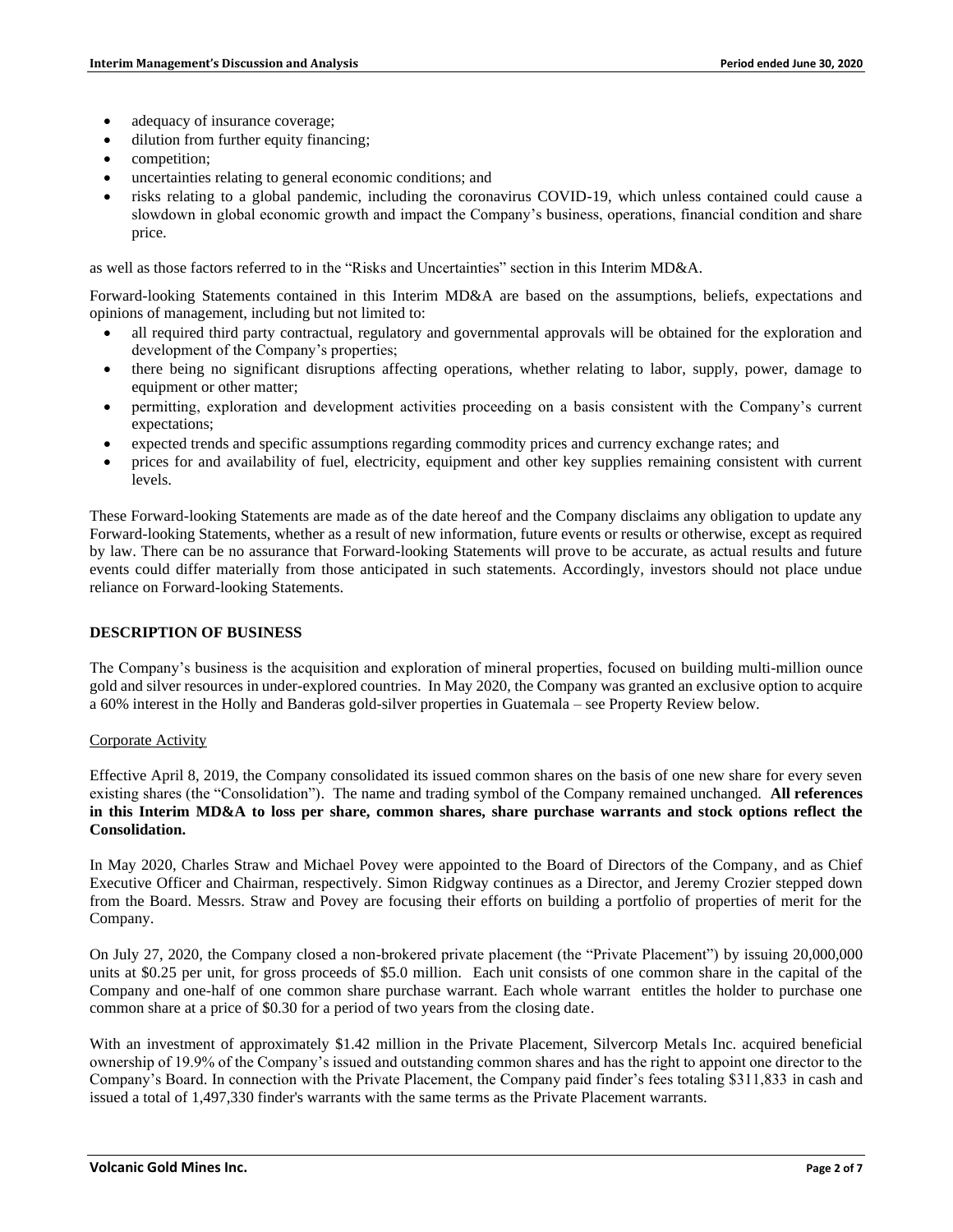- adequacy of insurance coverage;
- dilution from further equity financing;
- competition;
- uncertainties relating to general economic conditions; and
- risks relating to a global pandemic, including the coronavirus COVID-19, which unless contained could cause a slowdown in global economic growth and impact the Company's business, operations, financial condition and share price.

as well as those factors referred to in the "Risks and Uncertainties" section in this Interim MD&A.

Forward-looking Statements contained in this Interim MD&A are based on the assumptions, beliefs, expectations and opinions of management, including but not limited to:

- all required third party contractual, regulatory and governmental approvals will be obtained for the exploration and development of the Company's properties;
- there being no significant disruptions affecting operations, whether relating to labor, supply, power, damage to equipment or other matter;
- permitting, exploration and development activities proceeding on a basis consistent with the Company's current expectations;
- expected trends and specific assumptions regarding commodity prices and currency exchange rates; and
- prices for and availability of fuel, electricity, equipment and other key supplies remaining consistent with current levels.

These Forward-looking Statements are made as of the date hereof and the Company disclaims any obligation to update any Forward-looking Statements, whether as a result of new information, future events or results or otherwise, except as required by law. There can be no assurance that Forward-looking Statements will prove to be accurate, as actual results and future events could differ materially from those anticipated in such statements. Accordingly, investors should not place undue reliance on Forward-looking Statements.

## DESCRIPTION OF BUSINESS

The Company's business is the acquisition and exploration of mineral properties, focused on building multi-million ounce gold and silver resources in under-explored countries. In May 2020, the Company was granted an exclusive option to acquire a 60% interest in the Holly and Banderas gold-silver properties in Guatemala – see Property Review below.

### Corporate Activity

Effective April 8, 2019, the Company consolidated its issued common shares on the basis of one new share for every seven existing shares (the "Consolidation"). The name and trading symbol of the Company remained unchanged. **All references in this Interim MD&A to loss per share, common shares, share purchase warrants and stock options reflect the Consolidation.**

In May 2020, Charles Straw and Michael Povey were appointed to the Board of Directors of the Company, and as Chief Executive Officer and Chairman, respectively. Simon Ridgway continues as a Director, and Jeremy Crozier stepped down from the Board. Messrs. Straw and Povey are focusing their efforts on building a portfolio of properties of merit for the Company.

On July 27, 2020, the Company closed a non-brokered private placement (the "Private Placement") by issuing 20,000,000 units at $0.25 per unit, for gross proceeds of $5.0 million. Each unit consists of one common share in the capital of the Company and one-half of one common share purchase warrant. Each whole warrant entitles the holder to purchase one common share at a price of $0.30 for a period of two years from the closing date.

With an investment of approximately $1.42 million in the Private Placement, Silvercorp Metals Inc. acquired beneficial ownership of 19.9% of the Company's issued and outstanding common shares and has the right to appoint one director to the Company's Board. In connection with the Private Placement, the Company paid finder's fees totaling $311,833 in cash and issued a total of 1,497,330 finder's warrants with the same terms as the Private Placement warrants.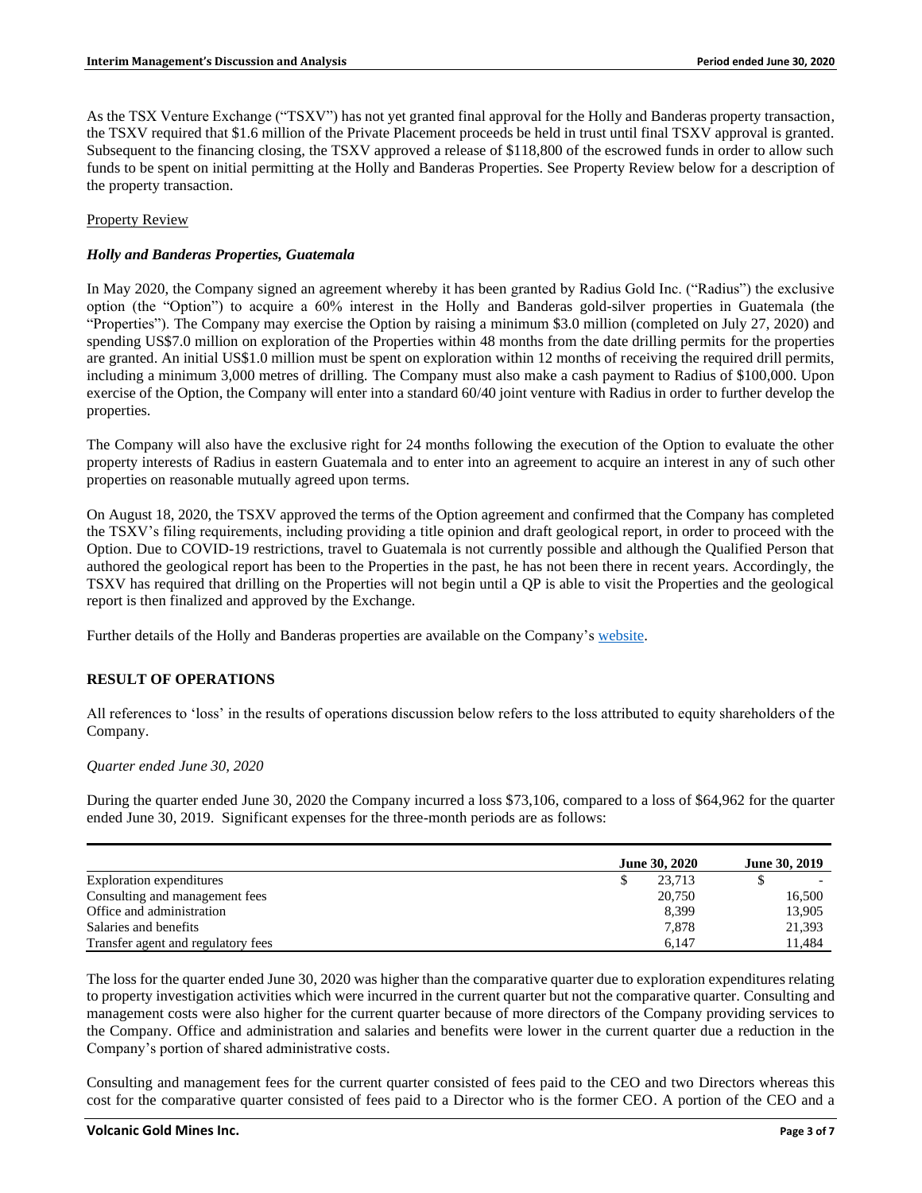As the TSX Venture Exchange ("TSXV") has not yet granted final approval for the Holly and Banderas property transaction, the TSXV required that $1.6 million of the Private Placement proceeds be held in trust until final TSXV approval is granted. Subsequent to the financing closing, the TSXV approved a release of $118,800 of the escrowed funds in order to allow such funds to be spent on initial permitting at the Holly and Banderas Properties. See Property Review below for a description of the property transaction.

Property Review

***Holly and Banderas Properties, Guatemala***

In May 2020, the Company signed an agreement whereby it has been granted by Radius Gold Inc. ("Radius") the exclusive option (the "Option") to acquire a 60% interest in the Holly and Banderas gold-silver properties in Guatemala (the "Properties"). The Company may exercise the Option by raising a minimum $3.0 million (completed on July 27, 2020) and spending US$7.0 million on exploration of the Properties within 48 months from the date drilling permits for the properties are granted. An initial US$1.0 million must be spent on exploration within 12 months of receiving the required drill permits, including a minimum 3,000 metres of drilling. The Company must also make a cash payment to Radius of $100,000. Upon exercise of the Option, the Company will enter into a standard 60/40 joint venture with Radius in order to further develop the properties.

The Company will also have the exclusive right for 24 months following the execution of the Option to evaluate the other property interests of Radius in eastern Guatemala and to enter into an agreement to acquire an interest in any of such other properties on reasonable mutually agreed upon terms.

On August 18, 2020, the TSXV approved the terms of the Option agreement and confirmed that the Company has completed the TSXV's filing requirements, including providing a title opinion and draft geological report, in order to proceed with the Option. Due to COVID-19 restrictions, travel to Guatemala is not currently possible and although the Qualified Person that authored the geological report has been to the Properties in the past, he has not been there in recent years. Accordingly, the TSXV has required that drilling on the Properties will not begin until a QP is able to visit the Properties and the geological report is then finalized and approved by the Exchange.

Further details of the Holly and Banderas properties are available on the Company's website.

## RESULT OF OPERATIONS

All references to 'loss' in the results of operations discussion below refers to the loss attributed to equity shareholders of the Company.

*Quarter ended June 30, 2020*

During the quarter ended June 30, 2020 the Company incurred a loss $73,106, compared to a loss of $64,962 for the quarter ended June 30, 2019. Significant expenses for the three-month periods are as follows:

| | June 30, 2020 | June 30, 2019 |
|---|---|---|
| Exploration expenditures | $ 23,713 | $ - |
| Consulting and management fees | 20,750 | 16,500 |
| Office and administration | 8,399 | 13,905 |
| Salaries and benefits | 7,878 | 21,393 |
| Transfer agent and regulatory fees | 6,147 | 11,484 |

The loss for the quarter ended June 30, 2020 was higher than the comparative quarter due to exploration expenditures relating to property investigation activities which were incurred in the current quarter but not the comparative quarter. Consulting and management costs were also higher for the current quarter because of more directors of the Company providing services to the Company. Office and administration and salaries and benefits were lower in the current quarter due a reduction in the Company's portion of shared administrative costs.

Consulting and management fees for the current quarter consisted of fees paid to the CEO and two Directors whereas this cost for the comparative quarter consisted of fees paid to a Director who is the former CEO. A portion of the CEO and a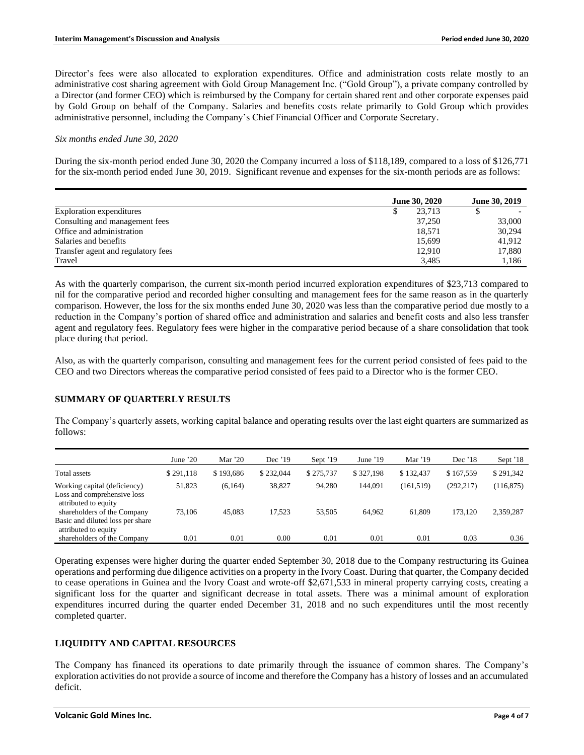Director's fees were also allocated to exploration expenditures. Office and administration costs relate mostly to an administrative cost sharing agreement with Gold Group Management Inc. ("Gold Group"), a private company controlled by a Director (and former CEO) which is reimbursed by the Company for certain shared rent and other corporate expenses paid by Gold Group on behalf of the Company. Salaries and benefits costs relate primarily to Gold Group which provides administrative personnel, including the Company's Chief Financial Officer and Corporate Secretary.

*Six months ended June 30, 2020*

During the six-month period ended June 30, 2020 the Company incurred a loss of $118,189, compared to a loss of $126,771 for the six-month period ended June 30, 2019. Significant revenue and expenses for the six-month periods are as follows:

| | June 30, 2020 | June 30, 2019 |
|---|---|---|
| Exploration expenditures | $ 23,713 | $ - |
| Consulting and management fees | 37,250 | 33,000 |
| Office and administration | 18,571 | 30,294 |
| Salaries and benefits | 15,699 | 41,912 |
| Transfer agent and regulatory fees | 12,910 | 17,880 |
| Travel | 3,485 | 1,186 |

As with the quarterly comparison, the current six-month period incurred exploration expenditures of $23,713 compared to nil for the comparative period and recorded higher consulting and management fees for the same reason as in the quarterly comparison. However, the loss for the six months ended June 30, 2020 was less than the comparative period due mostly to a reduction in the Company's portion of shared office and administration and salaries and benefit costs and also less transfer agent and regulatory fees. Regulatory fees were higher in the comparative period because of a share consolidation that took place during that period.

Also, as with the quarterly comparison, consulting and management fees for the current period consisted of fees paid to the CEO and two Directors whereas the comparative period consisted of fees paid to a Director who is the former CEO.

## SUMMARY OF QUARTERLY RESULTS

The Company's quarterly assets, working capital balance and operating results over the last eight quarters are summarized as follows:

| | June '20 | Mar '20 | Dec '19 | Sept '19 | June '19 | Mar '19 | Dec '18 | Sept '18 |
|---|---|---|---|---|---|---|---|---|
| Total assets | $ 291,118 | $ 193,686 | $ 232,044 | $ 275,737 | $ 327,198 | $ 132,437 | $ 167,559 | $ 291,342 |
| Working capital (deficiency) | 51,823 | (6,164) | 38,827 | 94,280 | 144,091 | (161,519) | (292,217) | (116,875) |
| Loss and comprehensive loss attributed to equity shareholders of the Company | 73,106 | 45,083 | 17,523 | 53,505 | 64,962 | 61,809 | 173,120 | 2,359,287 |
| Basic and diluted loss per share attributed to equity shareholders of the Company | 0.01 | 0.01 | 0.00 | 0.01 | 0.01 | 0.01 | 0.03 | 0.36 |

Operating expenses were higher during the quarter ended September 30, 2018 due to the Company restructuring its Guinea operations and performing due diligence activities on a property in the Ivory Coast. During that quarter, the Company decided to cease operations in Guinea and the Ivory Coast and wrote-off $2,671,533 in mineral property carrying costs, creating a significant loss for the quarter and significant decrease in total assets. There was a minimal amount of exploration expenditures incurred during the quarter ended December 31, 2018 and no such expenditures until the most recently completed quarter.

## LIQUIDITY AND CAPITAL RESOURCES

The Company has financed its operations to date primarily through the issuance of common shares. The Company's exploration activities do not provide a source of income and therefore the Company has a history of losses and an accumulated deficit.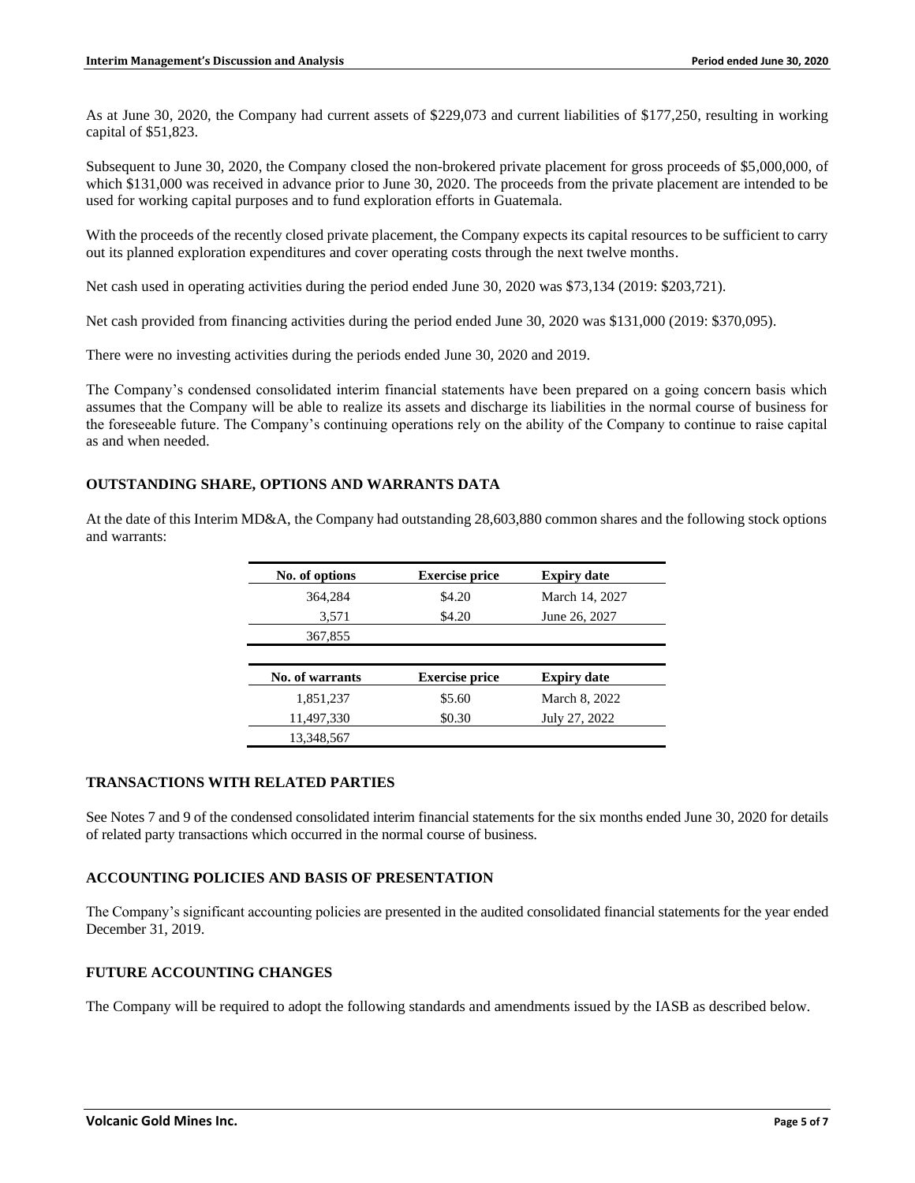As at June 30, 2020, the Company had current assets of $229,073 and current liabilities of $177,250, resulting in working capital of $51,823.

Subsequent to June 30, 2020, the Company closed the non-brokered private placement for gross proceeds of $5,000,000, of which $131,000 was received in advance prior to June 30, 2020. The proceeds from the private placement are intended to be used for working capital purposes and to fund exploration efforts in Guatemala.

With the proceeds of the recently closed private placement, the Company expects its capital resources to be sufficient to carry out its planned exploration expenditures and cover operating costs through the next twelve months.

Net cash used in operating activities during the period ended June 30, 2020 was $73,134 (2019: $203,721).

Net cash provided from financing activities during the period ended June 30, 2020 was $131,000 (2019: $370,095).

There were no investing activities during the periods ended June 30, 2020 and 2019.

The Company's condensed consolidated interim financial statements have been prepared on a going concern basis which assumes that the Company will be able to realize its assets and discharge its liabilities in the normal course of business for the foreseeable future. The Company's continuing operations rely on the ability of the Company to continue to raise capital as and when needed.

## OUTSTANDING SHARE, OPTIONS AND WARRANTS DATA

At the date of this Interim MD&A, the Company had outstanding 28,603,880 common shares and the following stock options and warrants:

| No. of options | Exercise price | Expiry date |
|---|---|---|
| 364,284 | $4.20 | March 14, 2027 |
| 3,571 | $4.20 | June 26, 2027 |
| 367,855 | | |

| No. of warrants | Exercise price | Expiry date |
|---|---|---|
| 1,851,237 | $5.60 | March 8, 2022 |
| 11,497,330 | $0.30 | July 27, 2022 |
| 13,348,567 | | |

## TRANSACTIONS WITH RELATED PARTIES

See Notes 7 and 9 of the condensed consolidated interim financial statements for the six months ended June 30, 2020 for details of related party transactions which occurred in the normal course of business.

## ACCOUNTING POLICIES AND BASIS OF PRESENTATION

The Company's significant accounting policies are presented in the audited consolidated financial statements for the year ended December 31, 2019.

## FUTURE ACCOUNTING CHANGES

The Company will be required to adopt the following standards and amendments issued by the IASB as described below.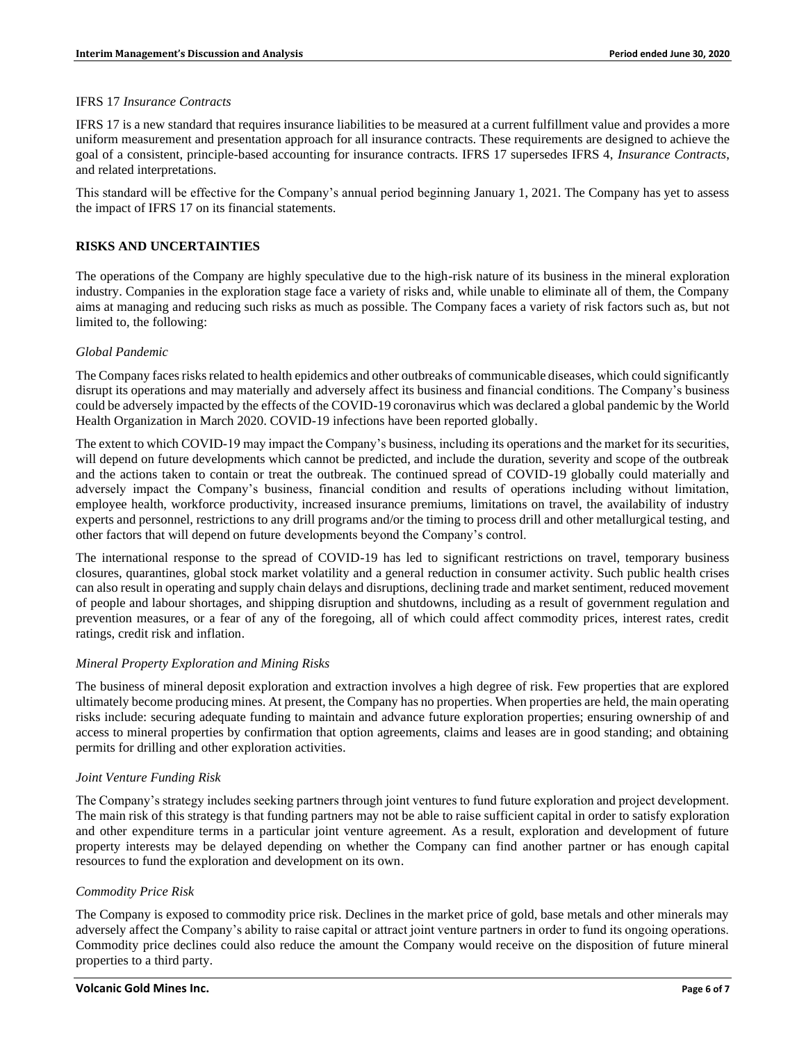IFRS 17 *Insurance Contracts*

IFRS 17 is a new standard that requires insurance liabilities to be measured at a current fulfillment value and provides a more uniform measurement and presentation approach for all insurance contracts. These requirements are designed to achieve the goal of a consistent, principle-based accounting for insurance contracts. IFRS 17 supersedes IFRS 4, *Insurance Contracts*, and related interpretations.

This standard will be effective for the Company's annual period beginning January 1, 2021. The Company has yet to assess the impact of IFRS 17 on its financial statements.

## RISKS AND UNCERTAINTIES

The operations of the Company are highly speculative due to the high-risk nature of its business in the mineral exploration industry. Companies in the exploration stage face a variety of risks and, while unable to eliminate all of them, the Company aims at managing and reducing such risks as much as possible. The Company faces a variety of risk factors such as, but not limited to, the following:

*Global Pandemic*

The Company faces risks related to health epidemics and other outbreaks of communicable diseases, which could significantly disrupt its operations and may materially and adversely affect its business and financial conditions. The Company's business could be adversely impacted by the effects of the COVID-19 coronavirus which was declared a global pandemic by the World Health Organization in March 2020. COVID-19 infections have been reported globally.

The extent to which COVID-19 may impact the Company's business, including its operations and the market for its securities, will depend on future developments which cannot be predicted, and include the duration, severity and scope of the outbreak and the actions taken to contain or treat the outbreak. The continued spread of COVID-19 globally could materially and adversely impact the Company's business, financial condition and results of operations including without limitation, employee health, workforce productivity, increased insurance premiums, limitations on travel, the availability of industry experts and personnel, restrictions to any drill programs and/or the timing to process drill and other metallurgical testing, and other factors that will depend on future developments beyond the Company's control.

The international response to the spread of COVID-19 has led to significant restrictions on travel, temporary business closures, quarantines, global stock market volatility and a general reduction in consumer activity. Such public health crises can also result in operating and supply chain delays and disruptions, declining trade and market sentiment, reduced movement of people and labour shortages, and shipping disruption and shutdowns, including as a result of government regulation and prevention measures, or a fear of any of the foregoing, all of which could affect commodity prices, interest rates, credit ratings, credit risk and inflation.

*Mineral Property Exploration and Mining Risks*

The business of mineral deposit exploration and extraction involves a high degree of risk. Few properties that are explored ultimately become producing mines. At present, the Company has no properties. When properties are held, the main operating risks include: securing adequate funding to maintain and advance future exploration properties; ensuring ownership of and access to mineral properties by confirmation that option agreements, claims and leases are in good standing; and obtaining permits for drilling and other exploration activities.

*Joint Venture Funding Risk*

The Company's strategy includes seeking partners through joint ventures to fund future exploration and project development. The main risk of this strategy is that funding partners may not be able to raise sufficient capital in order to satisfy exploration and other expenditure terms in a particular joint venture agreement. As a result, exploration and development of future property interests may be delayed depending on whether the Company can find another partner or has enough capital resources to fund the exploration and development on its own.

*Commodity Price Risk*

The Company is exposed to commodity price risk. Declines in the market price of gold, base metals and other minerals may adversely affect the Company's ability to raise capital or attract joint venture partners in order to fund its ongoing operations. Commodity price declines could also reduce the amount the Company would receive on the disposition of future mineral properties to a third party.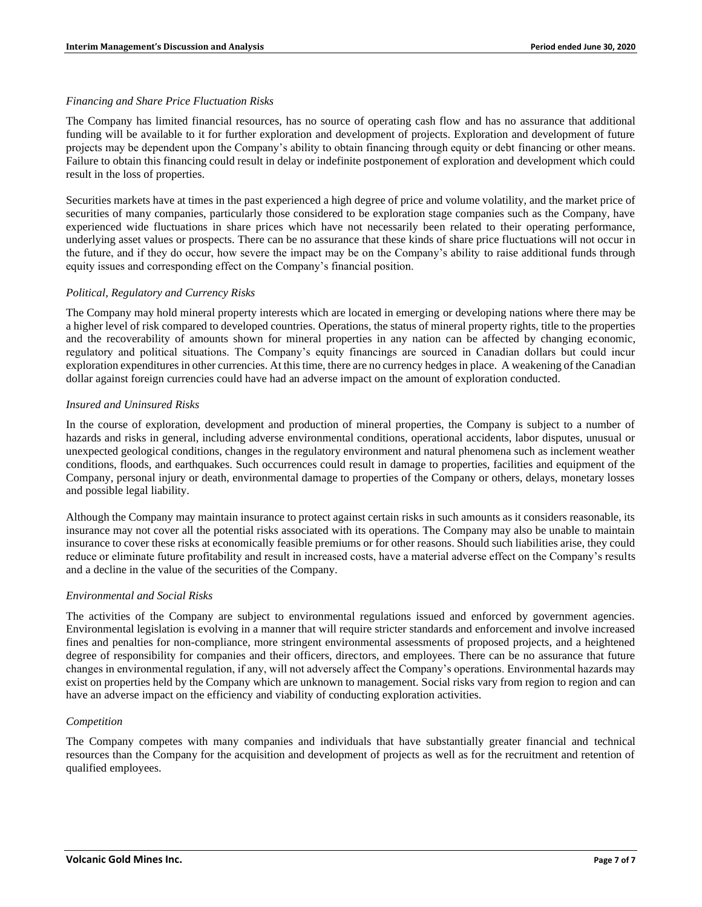*Financing and Share Price Fluctuation Risks*

The Company has limited financial resources, has no source of operating cash flow and has no assurance that additional funding will be available to it for further exploration and development of projects. Exploration and development of future projects may be dependent upon the Company's ability to obtain financing through equity or debt financing or other means. Failure to obtain this financing could result in delay or indefinite postponement of exploration and development which could result in the loss of properties.

Securities markets have at times in the past experienced a high degree of price and volume volatility, and the market price of securities of many companies, particularly those considered to be exploration stage companies such as the Company, have experienced wide fluctuations in share prices which have not necessarily been related to their operating performance, underlying asset values or prospects. There can be no assurance that these kinds of share price fluctuations will not occur in the future, and if they do occur, how severe the impact may be on the Company's ability to raise additional funds through equity issues and corresponding effect on the Company's financial position.

*Political, Regulatory and Currency Risks*

The Company may hold mineral property interests which are located in emerging or developing nations where there may be a higher level of risk compared to developed countries. Operations, the status of mineral property rights, title to the properties and the recoverability of amounts shown for mineral properties in any nation can be affected by changing economic, regulatory and political situations. The Company's equity financings are sourced in Canadian dollars but could incur exploration expenditures in other currencies. At this time, there are no currency hedges in place. A weakening of the Canadian dollar against foreign currencies could have had an adverse impact on the amount of exploration conducted.

*Insured and Uninsured Risks*

In the course of exploration, development and production of mineral properties, the Company is subject to a number of hazards and risks in general, including adverse environmental conditions, operational accidents, labor disputes, unusual or unexpected geological conditions, changes in the regulatory environment and natural phenomena such as inclement weather conditions, floods, and earthquakes. Such occurrences could result in damage to properties, facilities and equipment of the Company, personal injury or death, environmental damage to properties of the Company or others, delays, monetary losses and possible legal liability.

Although the Company may maintain insurance to protect against certain risks in such amounts as it considers reasonable, its insurance may not cover all the potential risks associated with its operations. The Company may also be unable to maintain insurance to cover these risks at economically feasible premiums or for other reasons. Should such liabilities arise, they could reduce or eliminate future profitability and result in increased costs, have a material adverse effect on the Company's results and a decline in the value of the securities of the Company.

*Environmental and Social Risks*

The activities of the Company are subject to environmental regulations issued and enforced by government agencies. Environmental legislation is evolving in a manner that will require stricter standards and enforcement and involve increased fines and penalties for non-compliance, more stringent environmental assessments of proposed projects, and a heightened degree of responsibility for companies and their officers, directors, and employees. There can be no assurance that future changes in environmental regulation, if any, will not adversely affect the Company's operations. Environmental hazards may exist on properties held by the Company which are unknown to management. Social risks vary from region to region and can have an adverse impact on the efficiency and viability of conducting exploration activities.

*Competition*

The Company competes with many companies and individuals that have substantially greater financial and technical resources than the Company for the acquisition and development of projects as well as for the recruitment and retention of qualified employees.